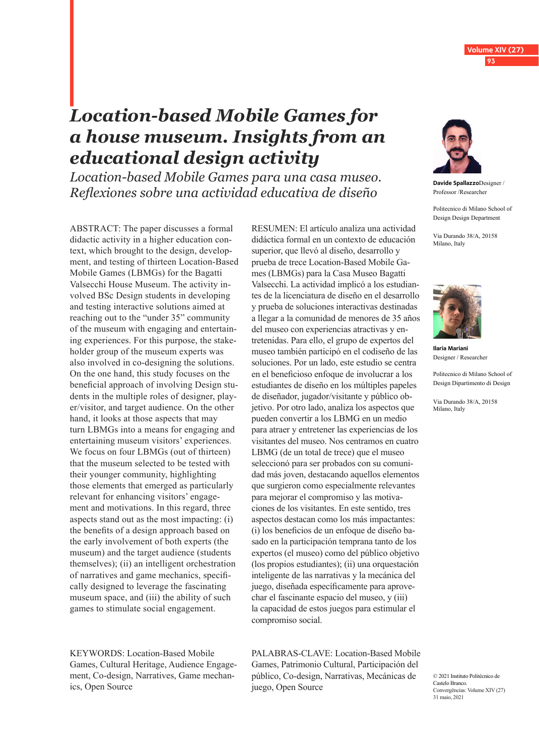# *Location-based Mobile Games for a house museum. Insights from an educational design activity*

*Location-based Mobile Games para una casa museo. Reflexiones sobre una actividad educativa de diseño*

**Davide Spallazzo** Designer / Professor /Researcher

Politecnico di Milano School of Design Design Department

Via Durando 38/A, 20158 Milano, Italy

**Ilaria Mariani** Designer / Researcher

Politecnico di Milano School of Design Dipartimento di Design

Via Durando 38/A, 20158 Milano, Italy

ABSTRACT: The paper discusses a formal didactic activity in a higher education context, which brought to the design, development, and testing of thirteen Location-Based Mobile Games (LBMGs) for the Bagatti Valsecchi House Museum. The activity involved BSc Design students in developing and testing interactive solutions aimed at reaching out to the "under 35" community of the museum with engaging and entertaining experiences. For this purpose, the stakeholder group of the museum experts was also involved in co-designing the solutions. On the one hand, this study focuses on the beneficial approach of involving Design students in the multiple roles of designer, player/visitor, and target audience. On the other hand, it looks at those aspects that may turn LBMGs into a means for engaging and entertaining museum visitors' experiences. We focus on four LBMGs (out of thirteen) that the museum selected to be tested with their younger community, highlighting those elements that emerged as particularly relevant for enhancing visitors' engagement and motivations. In this regard, three aspects stand out as the most impacting: (i) the benefits of a design approach based on the early involvement of both experts (the museum) and the target audience (students themselves); (ii) an intelligent orchestration of narratives and game mechanics, specifically designed to leverage the fascinating museum space, and (iii) the ability of such games to stimulate social engagement.

KEYWORDS: Location-Based Mobile Games, Cultural Heritage, Audience Engagement, Co-design, Narratives, Game mechanics, Open Source

RESUMEN: El artículo analiza una actividad didáctica formal en un contexto de educación superior, que llevó al diseño, desarrollo y prueba de trece Location-Based Mobile Games (LBMGs) para la Casa Museo Bagatti Valsecchi. La actividad implicó a los estudiantes de la licenciatura de diseño en el desarrollo y prueba de soluciones interactivas destinadas a llegar a la comunidad de menores de 35 años del museo con experiencias atractivas y entretenidas. Para ello, el grupo de expertos del museo también participó en el codiseño de las soluciones. Por un lado, este estudio se centra en el beneficioso enfoque de involucrar a los estudiantes de diseño en los múltiples papeles de diseñador, jugador/visitante y público objetivo. Por otro lado, analiza los aspectos que pueden convertir a los LBMG en un medio para atraer y entretener las experiencias de los visitantes del museo. Nos centramos en cuatro LBMG (de un total de trece) que el museo seleccionó para ser probados con su comunidad más joven, destacando aquellos elementos que surgieron como especialmente relevantes para mejorar el compromiso y las motivaciones de los visitantes. En este sentido, tres aspectos destacan como los más impactantes: (i) los beneficios de un enfoque de diseño basado en la participación temprana tanto de los expertos (el museo) como del público objetivo (los propios estudiantes); (ii) una orquestación inteligente de las narrativas y la mecánica del juego, diseñada específicamente para aprovechar el fascinante espacio del museo, y (iii) la capacidad de estos juegos para estimular el compromiso social.

PALABRAS-CLAVE: Location-Based Mobile Games, Patrimonio Cultural, Participación del público, Co-design, Narrativas, Mecánicas de juego, Open Source

© 2021 Instituto Politécnico de Castelo Branco.
Convergências: Volume XIV (27)
31 maio, 2021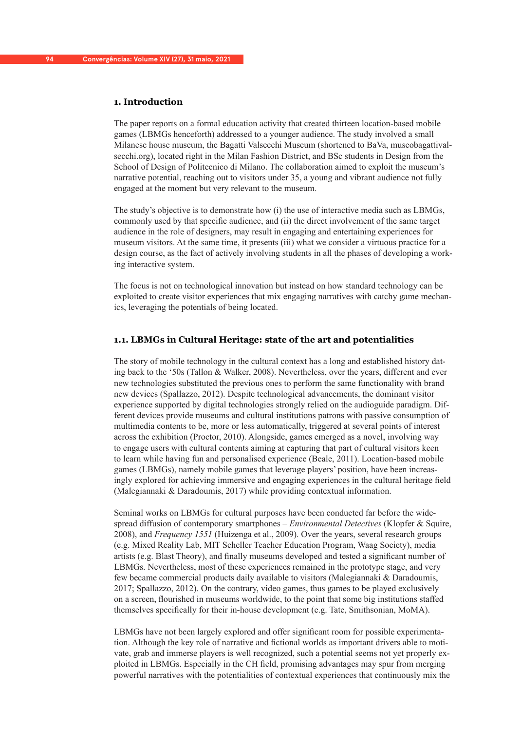## 1. Introduction

The paper reports on a formal education activity that created thirteen location-based mobile games (LBMGs henceforth) addressed to a younger audience. The study involved a small Milanese house museum, the Bagatti Valsecchi Museum (shortened to BaVa, museobagattivalsecchi.org), located right in the Milan Fashion District, and BSc students in Design from the School of Design of Politecnico di Milano. The collaboration aimed to exploit the museum's narrative potential, reaching out to visitors under 35, a young and vibrant audience not fully engaged at the moment but very relevant to the museum.

The study's objective is to demonstrate how (i) the use of interactive media such as LBMGs, commonly used by that specific audience, and (ii) the direct involvement of the same target audience in the role of designers, may result in engaging and entertaining experiences for museum visitors. At the same time, it presents (iii) what we consider a virtuous practice for a design course, as the fact of actively involving students in all the phases of developing a working interactive system.

The focus is not on technological innovation but instead on how standard technology can be exploited to create visitor experiences that mix engaging narratives with catchy game mechanics, leveraging the potentials of being located.

### 1.1. LBMGs in Cultural Heritage: state of the art and potentialities

The story of mobile technology in the cultural context has a long and established history dating back to the '50s (Tallon & Walker, 2008). Nevertheless, over the years, different and ever new technologies substituted the previous ones to perform the same functionality with brand new devices (Spallazzo, 2012). Despite technological advancements, the dominant visitor experience supported by digital technologies strongly relied on the audioguide paradigm. Different devices provide museums and cultural institutions patrons with passive consumption of multimedia contents to be, more or less automatically, triggered at several points of interest across the exhibition (Proctor, 2010). Alongside, games emerged as a novel, involving way to engage users with cultural contents aiming at capturing that part of cultural visitors keen to learn while having fun and personalised experience (Beale, 2011). Location-based mobile games (LBMGs), namely mobile games that leverage players' position, have been increasingly explored for achieving immersive and engaging experiences in the cultural heritage field (Malegiannaki & Daradoumis, 2017) while providing contextual information.

Seminal works on LBMGs for cultural purposes have been conducted far before the widespread diffusion of contemporary smartphones – *Environmental Detectives* (Klopfer & Squire, 2008), and *Frequency 1551* (Huizenga et al., 2009). Over the years, several research groups (e.g. Mixed Reality Lab, MIT Scheller Teacher Education Program, Waag Society), media artists (e.g. Blast Theory), and finally museums developed and tested a significant number of LBMGs. Nevertheless, most of these experiences remained in the prototype stage, and very few became commercial products daily available to visitors (Malegiannaki & Daradoumis, 2017; Spallazzo, 2012). On the contrary, video games, thus games to be played exclusively on a screen, flourished in museums worldwide, to the point that some big institutions staffed themselves specifically for their in-house development (e.g. Tate, Smithsonian, MoMA).

LBMGs have not been largely explored and offer significant room for possible experimentation. Although the key role of narrative and fictional worlds as important drivers able to motivate, grab and immerse players is well recognized, such a potential seems not yet properly exploited in LBMGs. Especially in the CH field, promising advantages may spur from merging powerful narratives with the potentialities of contextual experiences that continuously mix the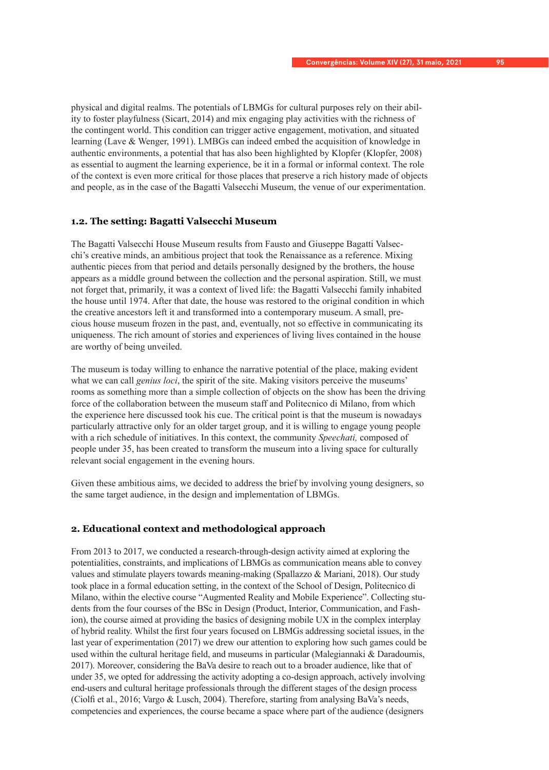physical and digital realms. The potentials of LBMGs for cultural purposes rely on their ability to foster playfulness (Sicart, 2014) and mix engaging play activities with the richness of the contingent world. This condition can trigger active engagement, motivation, and situated learning (Lave & Wenger, 1991). LMBGs can indeed embed the acquisition of knowledge in authentic environments, a potential that has also been highlighted by Klopfer (Klopfer, 2008) as essential to augment the learning experience, be it in a formal or informal context. The role of the context is even more critical for those places that preserve a rich history made of objects and people, as in the case of the Bagatti Valsecchi Museum, the venue of our experimentation.

### 1.2. The setting: Bagatti Valsecchi Museum

The Bagatti Valsecchi House Museum results from Fausto and Giuseppe Bagatti Valsecchi's creative minds, an ambitious project that took the Renaissance as a reference. Mixing authentic pieces from that period and details personally designed by the brothers, the house appears as a middle ground between the collection and the personal aspiration. Still, we must not forget that, primarily, it was a context of lived life: the Bagatti Valsecchi family inhabited the house until 1974. After that date, the house was restored to the original condition in which the creative ancestors left it and transformed into a contemporary museum. A small, precious house museum frozen in the past, and, eventually, not so effective in communicating its uniqueness. The rich amount of stories and experiences of living lives contained in the house are worthy of being unveiled.

The museum is today willing to enhance the narrative potential of the place, making evident what we can call *genius loci*, the spirit of the site. Making visitors perceive the museums' rooms as something more than a simple collection of objects on the show has been the driving force of the collaboration between the museum staff and Politecnico di Milano, from which the experience here discussed took his cue. The critical point is that the museum is nowadays particularly attractive only for an older target group, and it is willing to engage young people with a rich schedule of initiatives. In this context, the community *Speechati,* composed of people under 35, has been created to transform the museum into a living space for culturally relevant social engagement in the evening hours.

Given these ambitious aims, we decided to address the brief by involving young designers, so the same target audience, in the design and implementation of LBMGs.

## 2. Educational context and methodological approach

From 2013 to 2017, we conducted a research-through-design activity aimed at exploring the potentialities, constraints, and implications of LBMGs as communication means able to convey values and stimulate players towards meaning-making (Spallazzo & Mariani, 2018). Our study took place in a formal education setting, in the context of the School of Design, Politecnico di Milano, within the elective course "Augmented Reality and Mobile Experience". Collecting students from the four courses of the BSc in Design (Product, Interior, Communication, and Fashion), the course aimed at providing the basics of designing mobile UX in the complex interplay of hybrid reality. Whilst the first four years focused on LBMGs addressing societal issues, in the last year of experimentation (2017) we drew our attention to exploring how such games could be used within the cultural heritage field, and museums in particular (Malegiannaki & Daradoumis, 2017). Moreover, considering the BaVa desire to reach out to a broader audience, like that of under 35, we opted for addressing the activity adopting a co-design approach, actively involving end-users and cultural heritage professionals through the different stages of the design process (Ciolfi et al., 2016; Vargo & Lusch, 2004). Therefore, starting from analysing BaVa's needs, competencies and experiences, the course became a space where part of the audience (designers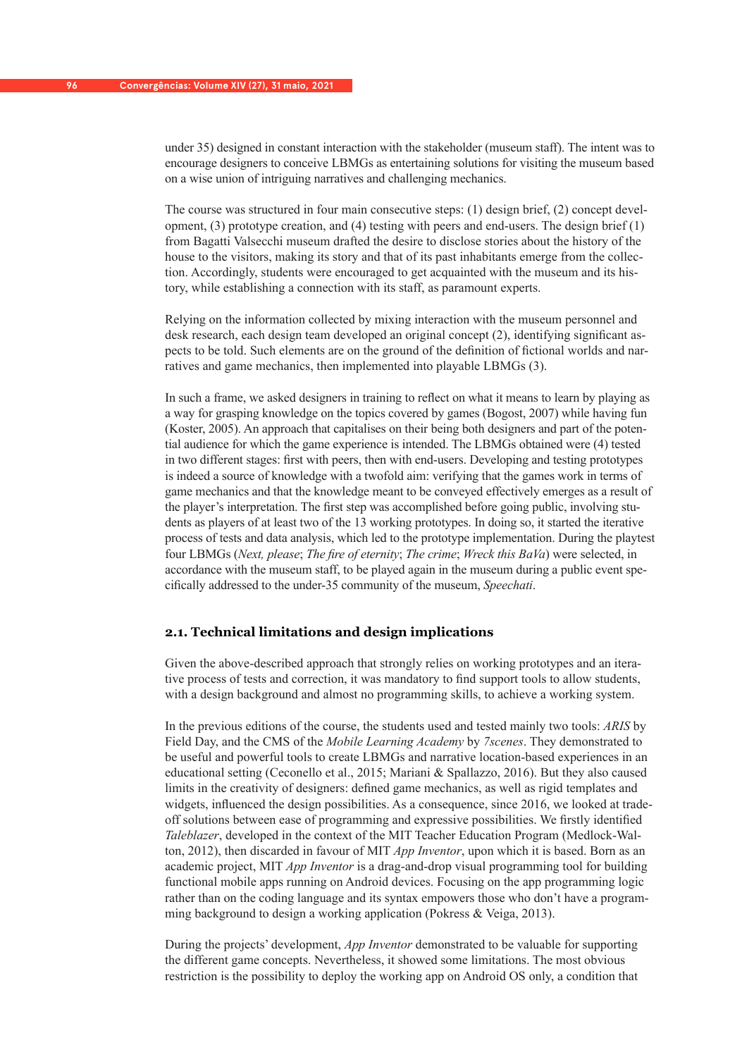under 35) designed in constant interaction with the stakeholder (museum staff). The intent was to encourage designers to conceive LBMGs as entertaining solutions for visiting the museum based on a wise union of intriguing narratives and challenging mechanics.

The course was structured in four main consecutive steps: (1) design brief, (2) concept development, (3) prototype creation, and (4) testing with peers and end-users. The design brief (1) from Bagatti Valsecchi museum drafted the desire to disclose stories about the history of the house to the visitors, making its story and that of its past inhabitants emerge from the collection. Accordingly, students were encouraged to get acquainted with the museum and its history, while establishing a connection with its staff, as paramount experts.

Relying on the information collected by mixing interaction with the museum personnel and desk research, each design team developed an original concept (2), identifying significant aspects to be told. Such elements are on the ground of the definition of fictional worlds and narratives and game mechanics, then implemented into playable LBMGs (3).

In such a frame, we asked designers in training to reflect on what it means to learn by playing as a way for grasping knowledge on the topics covered by games (Bogost, 2007) while having fun (Koster, 2005). An approach that capitalises on their being both designers and part of the potential audience for which the game experience is intended. The LBMGs obtained were (4) tested in two different stages: first with peers, then with end-users. Developing and testing prototypes is indeed a source of knowledge with a twofold aim: verifying that the games work in terms of game mechanics and that the knowledge meant to be conveyed effectively emerges as a result of the player's interpretation. The first step was accomplished before going public, involving students as players of at least two of the 13 working prototypes. In doing so, it started the iterative process of tests and data analysis, which led to the prototype implementation. During the playtest four LBMGs (*Next, please*; *The fire of eternity*; *The crime*; *Wreck this BaVa*) were selected, in accordance with the museum staff, to be played again in the museum during a public event specifically addressed to the under-35 community of the museum, *Speechati*.

### 2.1. Technical limitations and design implications

Given the above-described approach that strongly relies on working prototypes and an iterative process of tests and correction, it was mandatory to find support tools to allow students, with a design background and almost no programming skills, to achieve a working system.

In the previous editions of the course, the students used and tested mainly two tools: *ARIS* by Field Day, and the CMS of the *Mobile Learning Academy* by *7scenes*. They demonstrated to be useful and powerful tools to create LBMGs and narrative location-based experiences in an educational setting (Ceconello et al., 2015; Mariani & Spallazzo, 2016). But they also caused limits in the creativity of designers: defined game mechanics, as well as rigid templates and widgets, influenced the design possibilities. As a consequence, since 2016, we looked at trade-off solutions between ease of programming and expressive possibilities. We firstly identified *Taleblazer*, developed in the context of the MIT Teacher Education Program (Medlock-Walton, 2012), then discarded in favour of MIT *App Inventor*, upon which it is based. Born as an academic project, MIT *App Inventor* is a drag-and-drop visual programming tool for building functional mobile apps running on Android devices. Focusing on the app programming logic rather than on the coding language and its syntax empowers those who don't have a programming background to design a working application (Pokress & Veiga, 2013).

During the projects' development, *App Inventor* demonstrated to be valuable for supporting the different game concepts. Nevertheless, it showed some limitations. The most obvious restriction is the possibility to deploy the working app on Android OS only, a condition that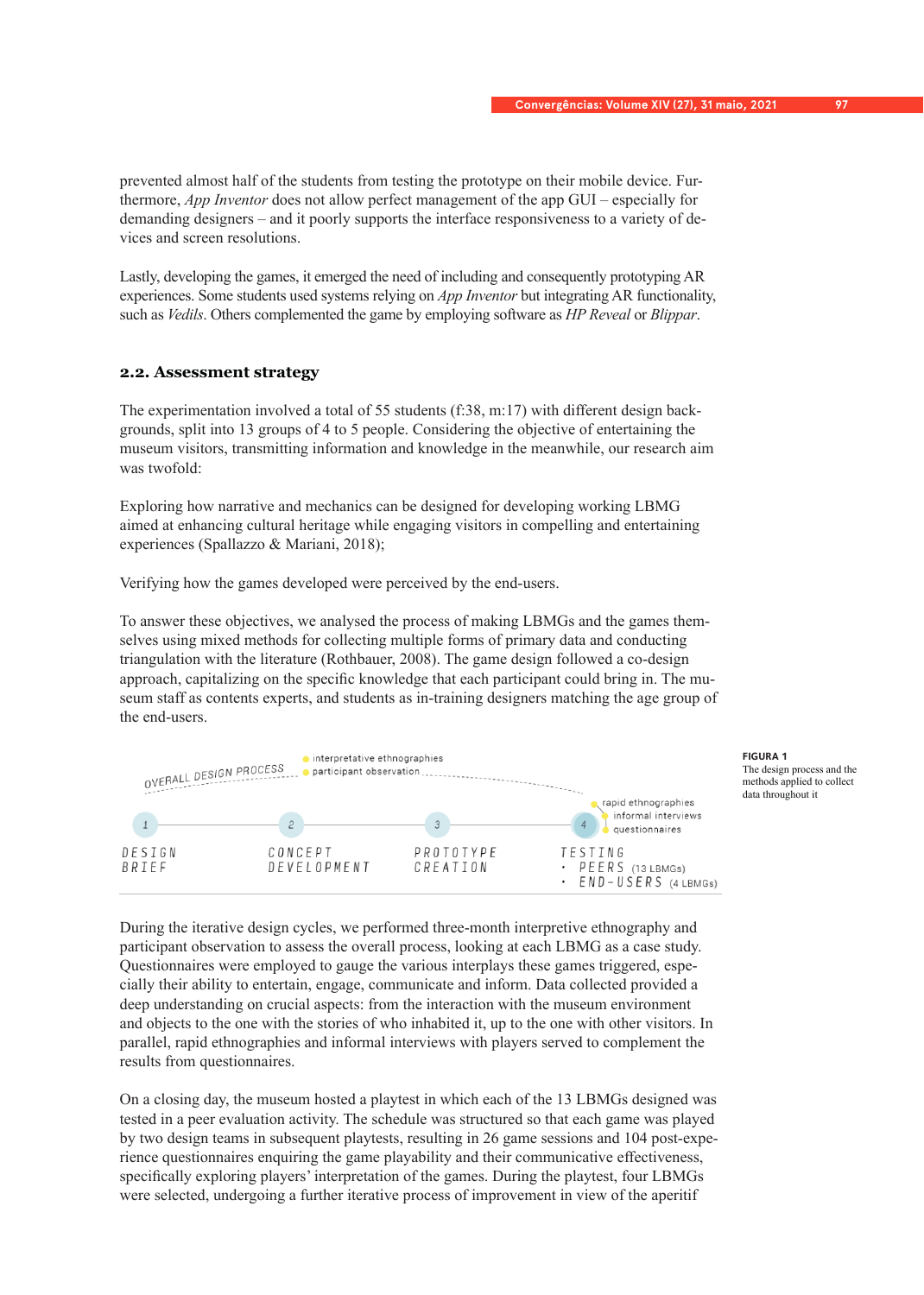prevented almost half of the students from testing the prototype on their mobile device. Furthermore, *App Inventor* does not allow perfect management of the app GUI – especially for demanding designers – and it poorly supports the interface responsiveness to a variety of devices and screen resolutions.

Lastly, developing the games, it emerged the need of including and consequently prototyping AR experiences. Some students used systems relying on *App Inventor* but integrating AR functionality, such as *Vedils*. Others complemented the game by employing software as *HP Reveal* or *Blippar*.

## 2.2. Assessment strategy

The experimentation involved a total of 55 students (f:38, m:17) with different design backgrounds, split into 13 groups of 4 to 5 people. Considering the objective of entertaining the museum visitors, transmitting information and knowledge in the meanwhile, our research aim was twofold:

Exploring how narrative and mechanics can be designed for developing working LBMG aimed at enhancing cultural heritage while engaging visitors in compelling and entertaining experiences (Spallazzo & Mariani, 2018);

Verifying how the games developed were perceived by the end-users.

To answer these objectives, we analysed the process of making LBMGs and the games themselves using mixed methods for collecting multiple forms of primary data and conducting triangulation with the literature (Rothbauer, 2008). The game design followed a co-design approach, capitalizing on the specific knowledge that each participant could bring in. The museum staff as contents experts, and students as in-training designers matching the age group of the end-users.

OVERALL DESIGN PROCESS — interpretative ethnographies; participant observation

1 DESIGN BRIEF — 2 CONCEPT DEVELOPMENT — 3 PROTOTYPE CREATION — 4 TESTING
- PEERS (13 LBMGs)
- END-USERS (4 LBMGs)

rapid ethnographies; informal interviews; questionnaires

**FIGURA 1**
The design process and the methods applied to collect data throughout it

During the iterative design cycles, we performed three-month interpretive ethnography and participant observation to assess the overall process, looking at each LBMG as a case study. Questionnaires were employed to gauge the various interplays these games triggered, especially their ability to entertain, engage, communicate and inform. Data collected provided a deep understanding on crucial aspects: from the interaction with the museum environment and objects to the stories of who inhabited it, up to the one with other visitors. In parallel, rapid ethnographies and informal interviews with players served to complement the results from questionnaires.

On a closing day, the museum hosted a playtest in which each of the 13 LBMGs designed was tested in a peer evaluation activity. The schedule was structured so that each game was played by two design teams in subsequent playtests, resulting in 26 game sessions and 104 post-experience questionnaires enquiring the game playability and their communicative effectiveness, specifically exploring players' interpretation of the games. During the playtest, four LBMGs were selected, undergoing a further iterative process of improvement in view of the aperitif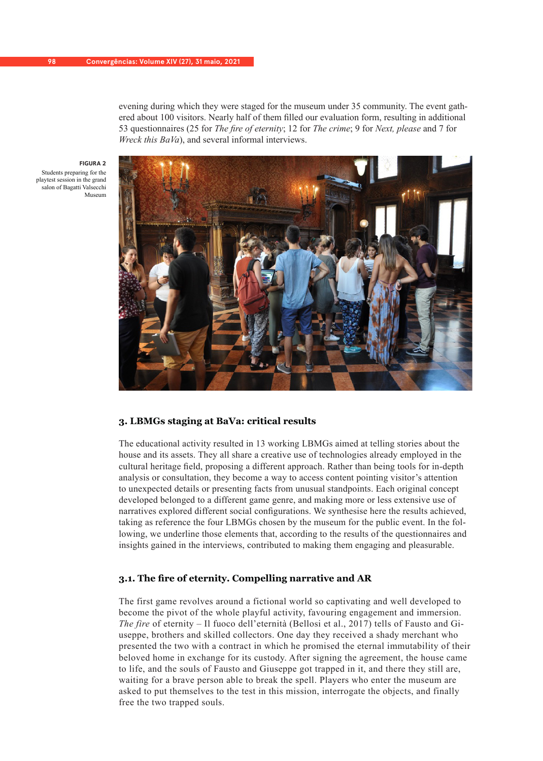evening during which they were staged for the museum under 35 community. The event gathered about 100 visitors. Nearly half of them filled our evaluation form, resulting in additional 53 questionnaires (25 for *The fire of eternity*; 12 for *The crime*; 9 for *Next, please* and 7 for *Wreck this BaVa*), and several informal interviews.

**FIGURA 2**
Students preparing for the playtest session in the grand salon of Bagatti Valsecchi Museum

## 3. LBMGs staging at BaVa: critical results

The educational activity resulted in 13 working LBMGs aimed at telling stories about the house and its assets. They all share a creative use of technologies already employed in the cultural heritage field, proposing a different approach. Rather than being tools for in-depth analysis or consultation, they become a way to access content pointing visitor's attention to unexpected details or presenting facts from unusual standpoints. Each original concept developed belonged to a different game genre, and making more or less extensive use of narratives explored different social configurations. We synthesise here the results achieved, taking as reference the four LBMGs chosen by the museum for the public event. In the following, we underline those elements that, according to the results of the questionnaires and insights gained in the interviews, contributed to making them engaging and pleasurable.

### 3.1. The fire of eternity. Compelling narrative and AR

The first game revolves around a fictional world so captivating and well developed to become the pivot of the whole playful activity, favouring engagement and immersion. *The fire* of eternity – Il fuoco dell'eternità (Bellosi et al., 2017) tells of Fausto and Giuseppe, brothers and skilled collectors. One day they received a shady merchant who presented the two with a contract in which he promised the eternal immutability of their beloved home in exchange for its custody. After signing the agreement, the house came to life, and the souls of Fausto and Giuseppe got trapped in it, and there they still are, waiting for a brave person able to break the spell. Players who enter the museum are asked to put themselves to the test in this mission, interrogate the objects, and finally free the two trapped souls.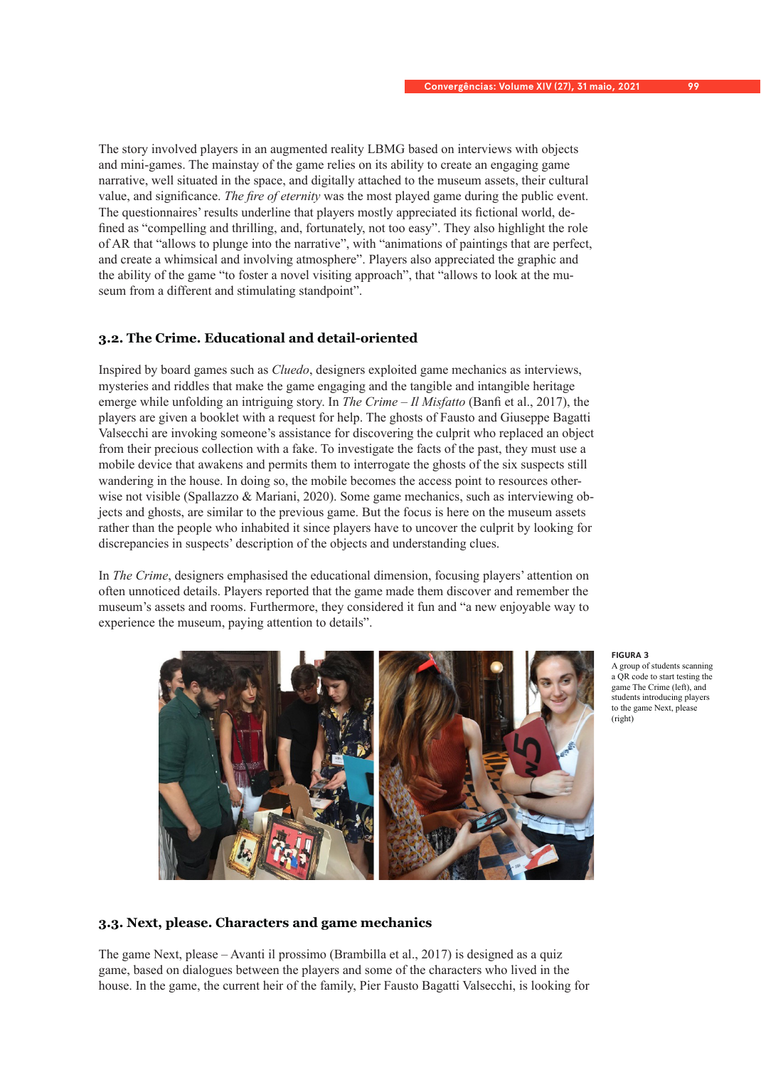The story involved players in an augmented reality LBMG based on interviews with objects and mini-games. The mainstay of the game relies on its ability to create an engaging game narrative, well situated in the space, and digitally attached to the museum assets, their cultural value, and significance. *The fire of eternity* was the most played game during the public event. The questionnaires' results underline that players mostly appreciated its fictional world, defined as "compelling and thrilling, and, fortunately, not too easy". They also highlight the role of AR that "allows to plunge into the narrative", with "animations of paintings that are perfect, and create a whimsical and involving atmosphere". Players also appreciated the graphic and the ability of the game "to foster a novel visiting approach", that "allows to look at the museum from a different and stimulating standpoint".

### 3.2. The Crime. Educational and detail-oriented

Inspired by board games such as *Cluedo*, designers exploited game mechanics as interviews, mysteries and riddles that make the game engaging and the tangible and intangible heritage emerge while unfolding an intriguing story. In *The Crime – Il Misfatto* (Banfi et al., 2017), the players are given a booklet with a request for help. The ghosts of Fausto and Giuseppe Bagatti Valsecchi are invoking someone's assistance for discovering the culprit who replaced an object from their precious collection with a fake. To investigate the facts of the past, they must use a mobile device that awakens and permits them to interrogate the ghosts of the six suspects still wandering in the house. In doing so, the mobile becomes the access point to resources otherwise not visible (Spallazzo & Mariani, 2020). Some game mechanics, such as interviewing objects and ghosts, are similar to the previous game. But the focus is here on the museum assets rather than the people who inhabited it since players have to uncover the culprit by looking for discrepancies in suspects' description of the objects and understanding clues.

In *The Crime*, designers emphasised the educational dimension, focusing players' attention on often unnoticed details. Players reported that the game made them discover and remember the museum's assets and rooms. Furthermore, they considered it fun and "a new enjoyable way to experience the museum, paying attention to details".

**FIGURA 3**
A group of students scanning a QR code to start testing the game The Crime (left), and students introducing players to the game Next, please (right)

### 3.3. Next, please. Characters and game mechanics

The game Next, please – Avanti il prossimo (Brambilla et al., 2017) is designed as a quiz game, based on dialogues between the players and some of the characters who lived in the house. In the game, the current heir of the family, Pier Fausto Bagatti Valsecchi, is looking for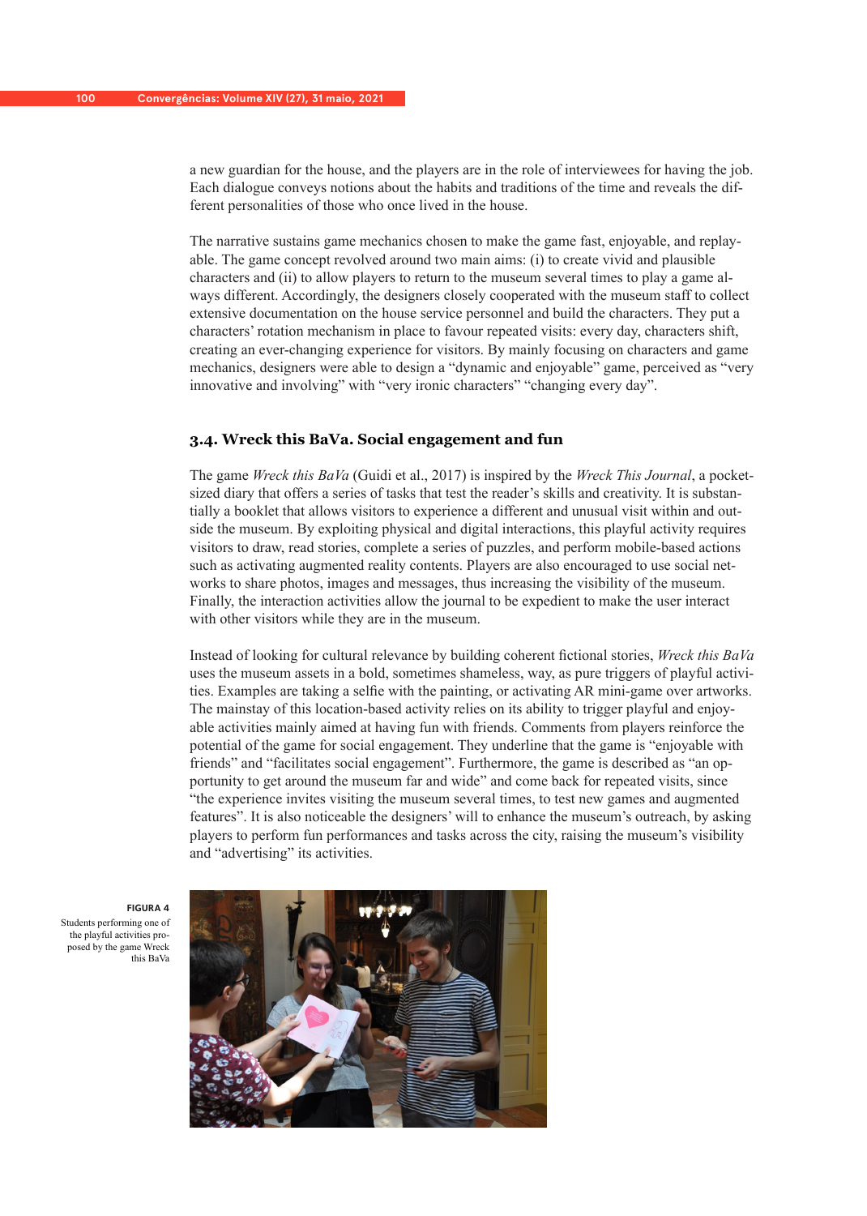a new guardian for the house, and the players are in the role of interviewees for having the job. Each dialogue conveys notions about the habits and traditions of the time and reveals the different personalities of those who once lived in the house.

The narrative sustains game mechanics chosen to make the game fast, enjoyable, and replayable. The game concept revolved around two main aims: (i) to create vivid and plausible characters and (ii) to allow players to return to the museum several times to play a game always different. Accordingly, the designers closely cooperated with the museum staff to collect extensive documentation on the house service personnel and build the characters. They put a characters' rotation mechanism in place to favour repeated visits: every day, characters shift, creating an ever-changing experience for visitors. By mainly focusing on characters and game mechanics, designers were able to design a "dynamic and enjoyable" game, perceived as "very innovative and involving" with "very ironic characters" "changing every day".

### 3.4. Wreck this BaVa. Social engagement and fun

The game *Wreck this BaVa* (Guidi et al., 2017) is inspired by the *Wreck This Journal*, a pocket-sized diary that offers a series of tasks that test the reader's skills and creativity. It is substantially a booklet that allows visitors to experience a different and unusual visit within and outside the museum. By exploiting physical and digital interactions, this playful activity requires visitors to draw, read stories, complete a series of puzzles, and perform mobile-based actions such as activating augmented reality contents. Players are also encouraged to use social networks to share photos, images and messages, thus increasing the visibility of the museum. Finally, the interaction activities allow the journal to be expedient to make the user interact with other visitors while they are in the museum.

Instead of looking for cultural relevance by building coherent fictional stories, *Wreck this BaVa* uses the museum assets in a bold, sometimes shameless, way, as pure triggers of playful activities. Examples are taking a selfie with the painting, or activating AR mini-game over artworks. The mainstay of this location-based activity relies on its ability to trigger playful and enjoyable activities mainly aimed at having fun with friends. Comments from players reinforce the potential of the game for social engagement. They underline that the game is "enjoyable with friends" and "facilitates social engagement". Furthermore, the game is described as "an opportunity to get around the museum far and wide" and come back for repeated visits, since "the experience invites visiting the museum several times, to test new games and augmented features". It is also noticeable the designers' will to enhance the museum's outreach, by asking players to perform fun performances and tasks across the city, raising the museum's visibility and "advertising" its activities.

**FIGURA 4**
Students performing one of the playful activities proposed by the game Wreck this BaVa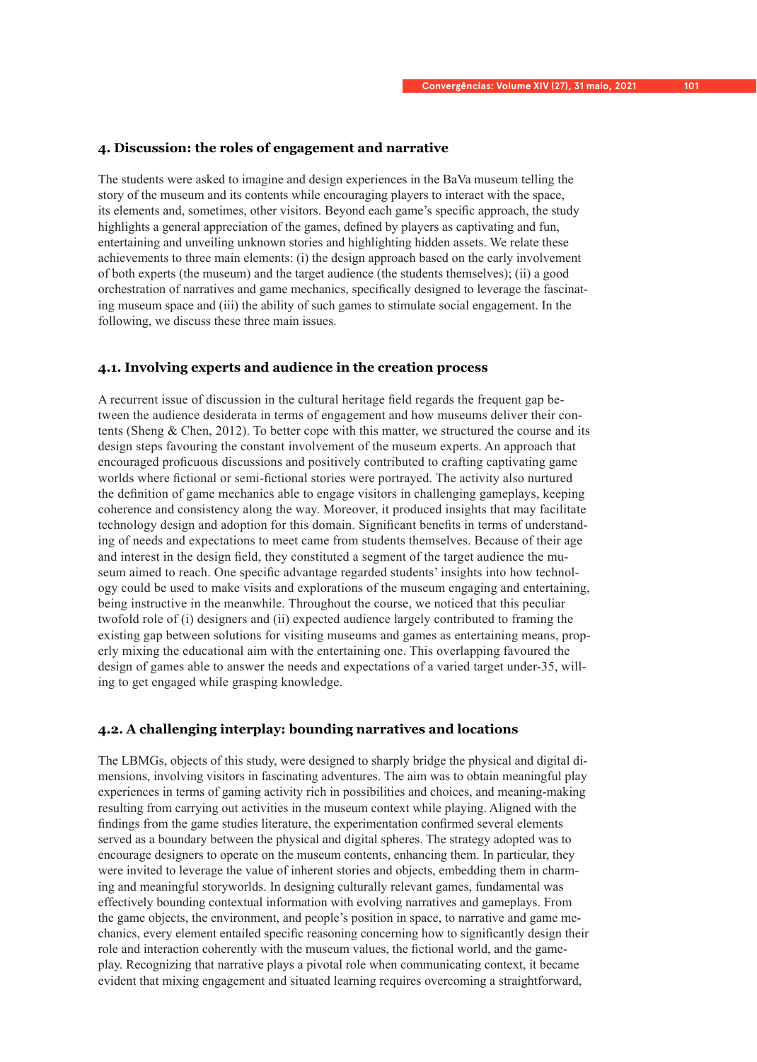## 4. Discussion: the roles of engagement and narrative

The students were asked to imagine and design experiences in the BaVa museum telling the story of the museum and its contents while encouraging players to interact with the space, its elements and, sometimes, other visitors. Beyond each game's specific approach, the study highlights a general appreciation of the games, defined by players as captivating and fun, entertaining and unveiling unknown stories and highlighting hidden assets. We relate these achievements to three main elements: (i) the design approach based on the early involvement of both experts (the museum) and the target audience (the students themselves); (ii) a good orchestration of narratives and game mechanics, specifically designed to leverage the fascinating museum space and (iii) the ability of such games to stimulate social engagement. In the following, we discuss these three main issues.

### 4.1. Involving experts and audience in the creation process

A recurrent issue of discussion in the cultural heritage field regards the frequent gap between the audience desiderata in terms of engagement and how museums deliver their contents (Sheng & Chen, 2012). To better cope with this matter, we structured the course and its design steps favouring the constant involvement of the museum experts. An approach that encouraged proficuous discussions and positively contributed to crafting captivating game worlds where fictional or semi-fictional stories were portrayed. The activity also nurtured the definition of game mechanics able to engage visitors in challenging gameplays, keeping coherence and consistency along the way. Moreover, it produced insights that may facilitate technology design and adoption for this domain. Significant benefits in terms of understanding of needs and expectations to meet came from students themselves. Because of their age and interest in the design field, they constituted a segment of the target audience the museum aimed to reach. One specific advantage regarded students' insights into how technology could be used to make visits and explorations of the museum engaging and entertaining, being instructive in the meanwhile. Throughout the course, we noticed that this peculiar twofold role of (i) designers and (ii) expected audience largely contributed to framing the existing gap between solutions for visiting museums and games as entertaining means, properly mixing the educational aim with the entertaining one. This overlapping favoured the design of games able to answer the needs and expectations of a varied target under-35, willing to get engaged while grasping knowledge.

### 4.2. A challenging interplay: bounding narratives and locations

The LBMGs, objects of this study, were designed to sharply bridge the physical and digital dimensions, involving visitors in fascinating adventures. The aim was to obtain meaningful play experiences in terms of gaming activity rich in possibilities and choices, and meaning-making resulting from carrying out activities in the museum context while playing. Aligned with the findings from the game studies literature, the experimentation confirmed several elements served as a boundary between the physical and digital spheres. The strategy adopted was to encourage designers to operate on the museum contents, enhancing them. In particular, they were invited to leverage the value of inherent stories and objects, embedding them in charming and meaningful storyworlds. In designing culturally relevant games, fundamental was effectively bounding contextual information with evolving narratives and gameplays. From the game objects, the environment, and people's position in space, to narrative and game mechanics, every element entailed specific reasoning concerning how to significantly design their role and interaction coherently with the museum values, the fictional world, and the gameplay. Recognizing that narrative plays a pivotal role when communicating context, it became evident that mixing engagement and situated learning requires overcoming a straightforward,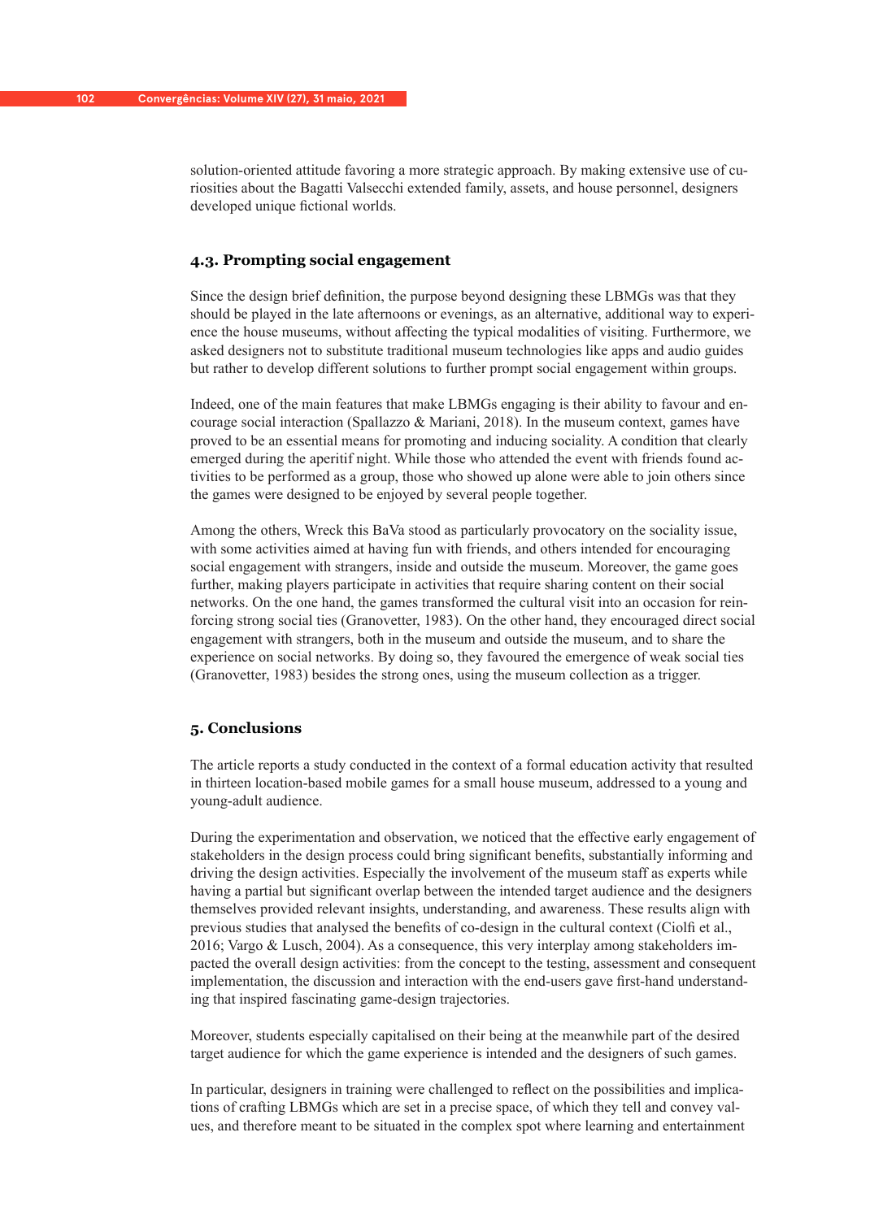solution-oriented attitude favoring a more strategic approach. By making extensive use of curiosities about the Bagatti Valsecchi extended family, assets, and house personnel, designers developed unique fictional worlds.

### 4.3. Prompting social engagement

Since the design brief definition, the purpose beyond designing these LBMGs was that they should be played in the late afternoons or evenings, as an alternative, additional way to experience the house museums, without affecting the typical modalities of visiting. Furthermore, we asked designers not to substitute traditional museum technologies like apps and audio guides but rather to develop different solutions to further prompt social engagement within groups.

Indeed, one of the main features that make LBMGs engaging is their ability to favour and encourage social interaction (Spallazzo & Mariani, 2018). In the museum context, games have proved to be an essential means for promoting and inducing sociality. A condition that clearly emerged during the aperitif night. While those who attended the event with friends found activities to be performed as a group, those who showed up alone were able to join others since the games were designed to be enjoyed by several people together.

Among the others, Wreck this BaVa stood as particularly provocatory on the sociality issue, with some activities aimed at having fun with friends, and others intended for encouraging social engagement with strangers, inside and outside the museum. Moreover, the game goes further, making players participate in activities that require sharing content on their social networks. On the one hand, the games transformed the cultural visit into an occasion for reinforcing strong social ties (Granovetter, 1983). On the other hand, they encouraged direct social engagement with strangers, both in the museum and outside the museum, and to share the experience on social networks. By doing so, they favoured the emergence of weak social ties (Granovetter, 1983) besides the strong ones, using the museum collection as a trigger.

## 5. Conclusions

The article reports a study conducted in the context of a formal education activity that resulted in thirteen location-based mobile games for a small house museum, addressed to a young and young-adult audience.

During the experimentation and observation, we noticed that the effective early engagement of stakeholders in the design process could bring significant benefits, substantially informing and driving the design activities. Especially the involvement of the museum staff as experts while having a partial but significant overlap between the intended target audience and the designers themselves provided relevant insights, understanding, and awareness. These results align with previous studies that analysed the benefits of co-design in the cultural context (Ciolfi et al., 2016; Vargo & Lusch, 2004). As a consequence, this very interplay among stakeholders impacted the overall design activities: from the concept to the testing, assessment and consequent implementation, the discussion and interaction with the end-users gave first-hand understanding that inspired fascinating game-design trajectories.

Moreover, students especially capitalised on their being at the meanwhile part of the desired target audience for which the game experience is intended and the designers of such games.

In particular, designers in training were challenged to reflect on the possibilities and implications of crafting LBMGs which are set in a precise space, of which they tell and convey values, and therefore meant to be situated in the complex spot where learning and entertainment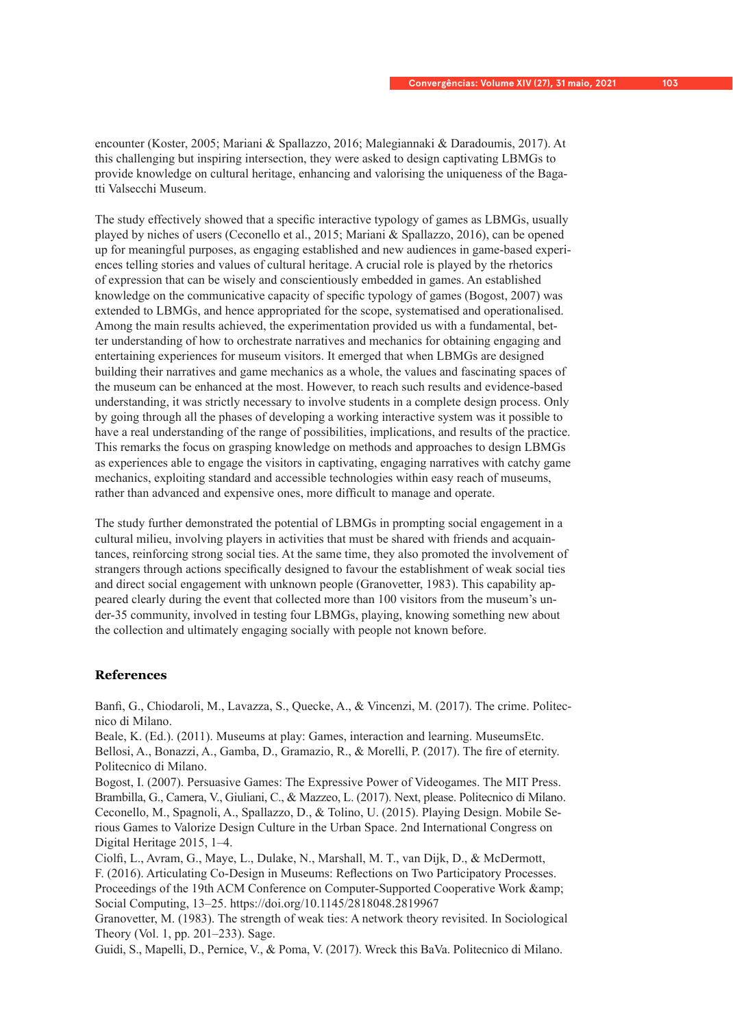encounter (Koster, 2005; Mariani & Spallazzo, 2016; Malegiannaki & Daradoumis, 2017). At this challenging but inspiring intersection, they were asked to design captivating LBMGs to provide knowledge on cultural heritage, enhancing and valorising the uniqueness of the Bagatti Valsecchi Museum.

The study effectively showed that a specific interactive typology of games as LBMGs, usually played by niches of users (Ceconello et al., 2015; Mariani & Spallazzo, 2016), can be opened up for meaningful purposes, as engaging established and new audiences in game-based experiences telling stories and values of cultural heritage. A crucial role is played by the rhetorics of expression that can be wisely and conscientiously embedded in games. An established knowledge on the communicative capacity of specific typology of games (Bogost, 2007) was extended to LBMGs, and hence appropriated for the scope, systematised and operationalised. Among the main results achieved, the experimentation provided us with a fundamental, better understanding of how to orchestrate narratives and mechanics for obtaining engaging and entertaining experiences for museum visitors. It emerged that when LBMGs are designed building their narratives and game mechanics as a whole, the values and fascinating spaces of the museum can be enhanced at the most. However, to reach such results and evidence-based understanding, it was strictly necessary to involve students in a complete design process. Only by going through all the phases of developing a working interactive system was it possible to have a real understanding of the range of possibilities, implications, and results of the practice. This remarks the focus on grasping knowledge on methods and approaches to design LBMGs as experiences able to engage the visitors in captivating, engaging narratives with catchy game mechanics, exploiting standard and accessible technologies within easy reach of museums, rather than advanced and expensive ones, more difficult to manage and operate.

The study further demonstrated the potential of LBMGs in prompting social engagement in a cultural milieu, involving players in activities that must be shared with friends and acquaintances, reinforcing strong social ties. At the same time, they also promoted the involvement of strangers through actions specifically designed to favour the establishment of weak social ties and direct social engagement with unknown people (Granovetter, 1983). This capability appeared clearly during the event that collected more than 100 visitors from the museum's under-35 community, involved in testing four LBMGs, playing, knowing something new about the collection and ultimately engaging socially with people not known before.

## References

Banfi, G., Chiodaroli, M., Lavazza, S., Quecke, A., & Vincenzi, M. (2017). The crime. Politecnico di Milano.

Beale, K. (Ed.). (2011). Museums at play: Games, interaction and learning. MuseumsEtc.

Bellosi, A., Bonazzi, A., Gamba, D., Gramazio, R., & Morelli, P. (2017). The fire of eternity. Politecnico di Milano.

Bogost, I. (2007). Persuasive Games: The Expressive Power of Videogames. The MIT Press.

Brambilla, G., Camera, V., Giuliani, C., & Mazzeo, L. (2017). Next, please. Politecnico di Milano.

Ceconello, M., Spagnoli, A., Spallazzo, D., & Tolino, U. (2015). Playing Design. Mobile Serious Games to Valorize Design Culture in the Urban Space. 2nd International Congress on Digital Heritage 2015, 1–4.

Ciolfi, L., Avram, G., Maye, L., Dulake, N., Marshall, M. T., van Dijk, D., & McDermott, F. (2016). Articulating Co-Design in Museums: Reflections on Two Participatory Processes. Proceedings of the 19th ACM Conference on Computer-Supported Cooperative Work &amp; Social Computing, 13–25. https://doi.org/10.1145/2818048.2819967

Granovetter, M. (1983). The strength of weak ties: A network theory revisited. In Sociological Theory (Vol. 1, pp. 201–233). Sage.

Guidi, S., Mapelli, D., Pernice, V., & Poma, V. (2017). Wreck this BaVa. Politecnico di Milano.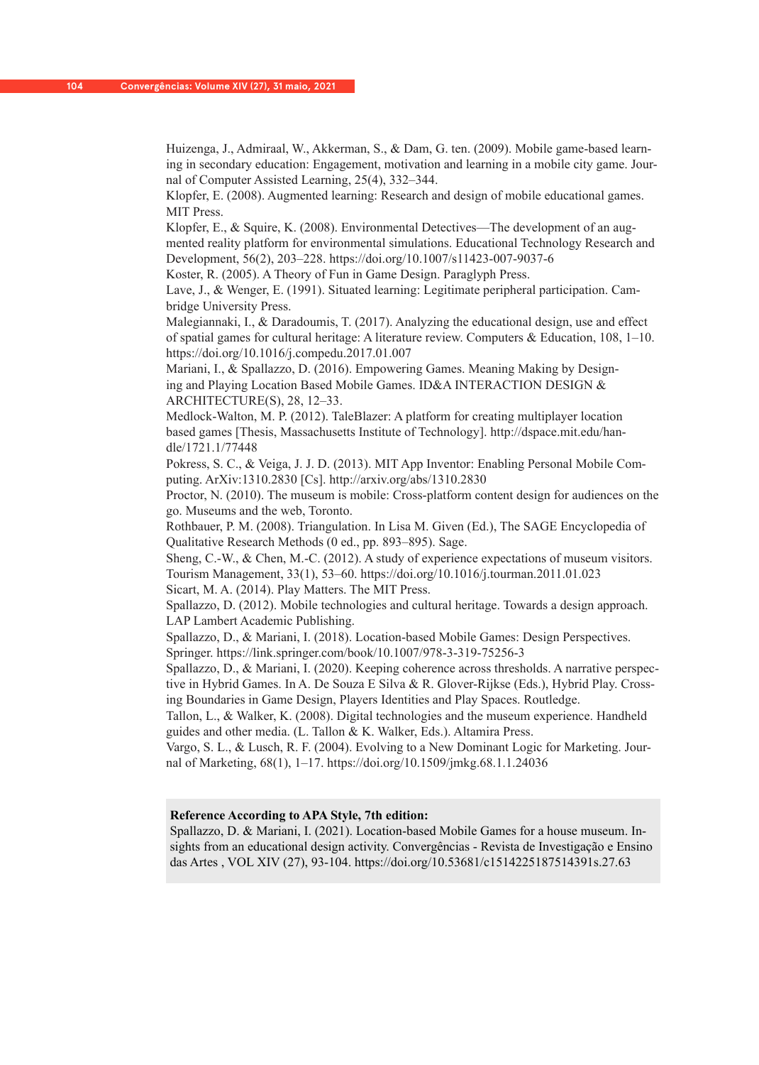Huizenga, J., Admiraal, W., Akkerman, S., & Dam, G. ten. (2009). Mobile game-based learning in secondary education: Engagement, motivation and learning in a mobile city game. Journal of Computer Assisted Learning, 25(4), 332–344.

Klopfer, E. (2008). Augmented learning: Research and design of mobile educational games. MIT Press.

Klopfer, E., & Squire, K. (2008). Environmental Detectives—The development of an augmented reality platform for environmental simulations. Educational Technology Research and Development, 56(2), 203–228. https://doi.org/10.1007/s11423-007-9037-6

Koster, R. (2005). A Theory of Fun in Game Design. Paraglyph Press.

Lave, J., & Wenger, E. (1991). Situated learning: Legitimate peripheral participation. Cambridge University Press.

Malegiannaki, I., & Daradoumis, T. (2017). Analyzing the educational design, use and effect of spatial games for cultural heritage: A literature review. Computers & Education, 108, 1–10. https://doi.org/10.1016/j.compedu.2017.01.007

Mariani, I., & Spallazzo, D. (2016). Empowering Games. Meaning Making by Designing and Playing Location Based Mobile Games. ID&A INTERACTION DESIGN & ARCHITECTURE(S), 28, 12–33.

Medlock-Walton, M. P. (2012). TaleBlazer: A platform for creating multiplayer location based games [Thesis, Massachusetts Institute of Technology]. http://dspace.mit.edu/handle/1721.1/77448

Pokress, S. C., & Veiga, J. J. D. (2013). MIT App Inventor: Enabling Personal Mobile Computing. ArXiv:1310.2830 [Cs]. http://arxiv.org/abs/1310.2830

Proctor, N. (2010). The museum is mobile: Cross-platform content design for audiences on the go. Museums and the web, Toronto.

Rothbauer, P. M. (2008). Triangulation. In Lisa M. Given (Ed.), The SAGE Encyclopedia of Qualitative Research Methods (0 ed., pp. 893–895). Sage.

Sheng, C.-W., & Chen, M.-C. (2012). A study of experience expectations of museum visitors. Tourism Management, 33(1), 53–60. https://doi.org/10.1016/j.tourman.2011.01.023

Sicart, M. A. (2014). Play Matters. The MIT Press.

Spallazzo, D. (2012). Mobile technologies and cultural heritage. Towards a design approach. LAP Lambert Academic Publishing.

Spallazzo, D., & Mariani, I. (2018). Location-based Mobile Games: Design Perspectives. Springer. https://link.springer.com/book/10.1007/978-3-319-75256-3

Spallazzo, D., & Mariani, I. (2020). Keeping coherence across thresholds. A narrative perspective in Hybrid Games. In A. De Souza E Silva & R. Glover-Rijkse (Eds.), Hybrid Play. Crossing Boundaries in Game Design, Players Identities and Play Spaces. Routledge.

Tallon, L., & Walker, K. (2008). Digital technologies and the museum experience. Handheld guides and other media. (L. Tallon & K. Walker, Eds.). Altamira Press.

Vargo, S. L., & Lusch, R. F. (2004). Evolving to a New Dominant Logic for Marketing. Journal of Marketing, 68(1), 1–17. https://doi.org/10.1509/jmkg.68.1.1.24036

**Reference According to APA Style, 7th edition:**
Spallazzo, D. & Mariani, I. (2021). Location-based Mobile Games for a house museum. Insights from an educational design activity. Convergências - Revista de Investigação e Ensino das Artes , VOL XIV (27), 93-104. https://doi.org/10.53681/c1514225187514391s.27.63